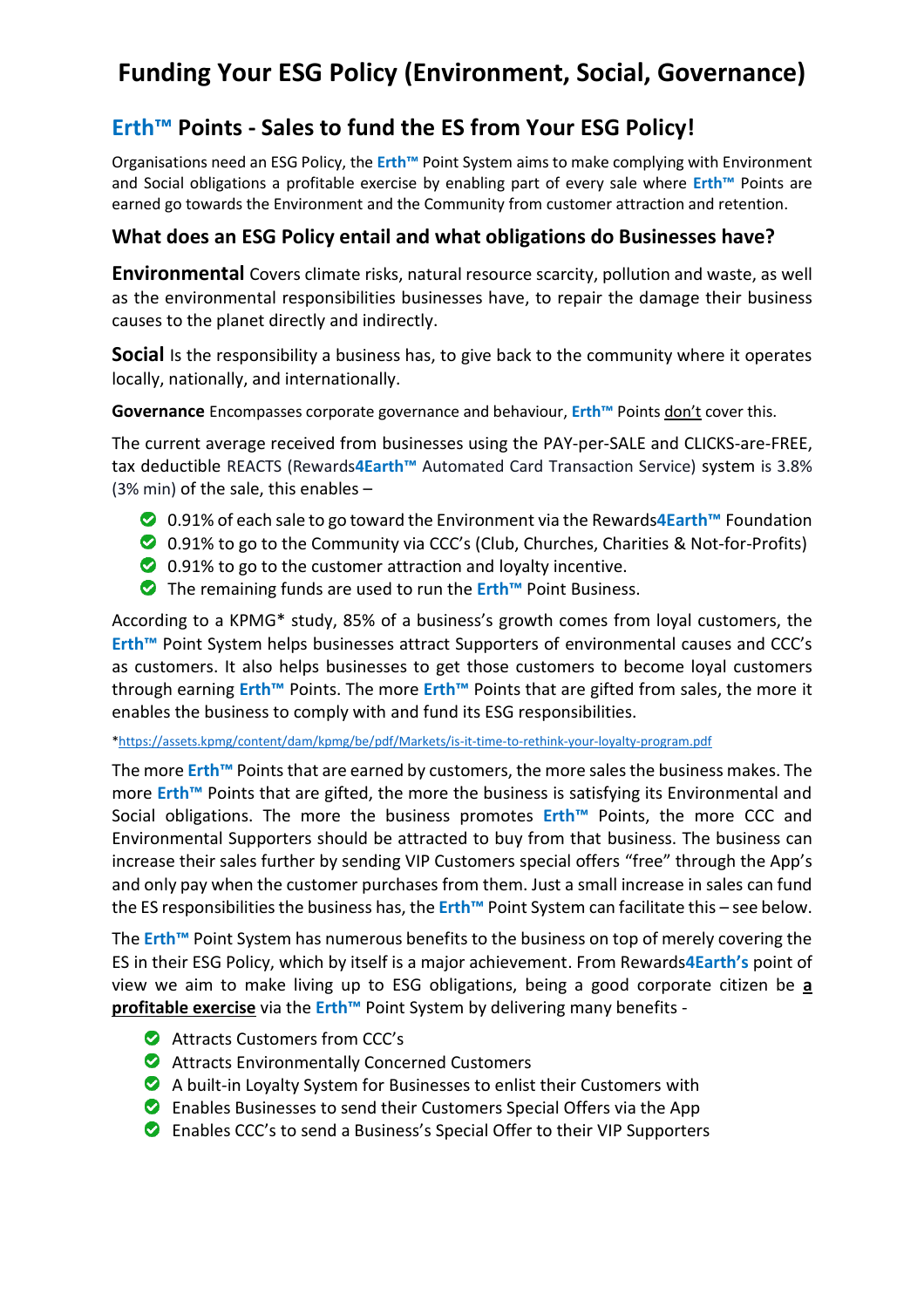# Funding Your ESG Policy (Environment, Social, Governance)

## Erth™ Points - Sales to fund the ES from Your ESG Policy!

Organisations need an ESG Policy, the **Erth™** Point System aims to make complying with Environment and Social obligations a profitable exercise by enabling part of every sale where **Erth™** Points are earned go towards the Environment and the Community from customer attraction and retention.

### What does an ESG Policy entail and what obligations do Businesses have?

**Environmental** Covers climate risks, natural resource scarcity, pollution and waste, as well as the environmental responsibilities businesses have, to repair the damage their business causes to the planet directly and indirectly.

**Social** Is the responsibility a business has, to give back to the community where it operates locally, nationally, and internationally.

**Governance** Encompasses corporate governance and behaviour, **Erth™** Points don't cover this.

The current average received from businesses using the PAY-per-SALE and CLICKS-are-FREE, tax deductible REACTS (Rewards**4Earth™** Automated Card Transaction Service) system is 3.8% (3% min) of the sale, this enables –

- 0.91% of each sale to go toward the Environment via the Rewards**4Earth™** Foundation
- 0.91% to go to the Community via CCC's (Club, Churches, Charities & Not-for-Profits)
- 0.91% to go to the customer attraction and loyalty incentive.
- The remaining funds are used to run the **Erth™** Point Business.

According to a KPMG* study, 85% of a business's growth comes from loyal customers, the **Erth™** Point System helps businesses attract Supporters of environmental causes and CCC's as customers. It also helps businesses to get those customers to become loyal customers through earning **Erth™** Points. The more **Erth™** Points that are gifted from sales, the more it enables the business to comply with and fund its ESG responsibilities.

*https://assets.kpmg/content/dam/kpmg/be/pdf/Markets/is-it-time-to-rethink-your-loyalty-program.pdf

The more **Erth™** Points that are earned by customers, the more sales the business makes. The more **Erth™** Points that are gifted, the more the business is satisfying its Environmental and Social obligations. The more the business promotes **Erth™** Points, the more CCC and Environmental Supporters should be attracted to buy from that business. The business can increase their sales further by sending VIP Customers special offers "free" through the App's and only pay when the customer purchases from them. Just a small increase in sales can fund the ES responsibilities the business has, the **Erth™** Point System can facilitate this – see below.

The **Erth™** Point System has numerous benefits to the business on top of merely covering the ES in their ESG Policy, which by itself is a major achievement. From Rewards**4Earth's** point of view we aim to make living up to ESG obligations, being a good corporate citizen be **a profitable exercise** via the **Erth™** Point System by delivering many benefits -

- Attracts Customers from CCC's
- Attracts Environmentally Concerned Customers
- A built-in Loyalty System for Businesses to enlist their Customers with
- Enables Businesses to send their Customers Special Offers via the App
- Enables CCC's to send a Business's Special Offer to their VIP Supporters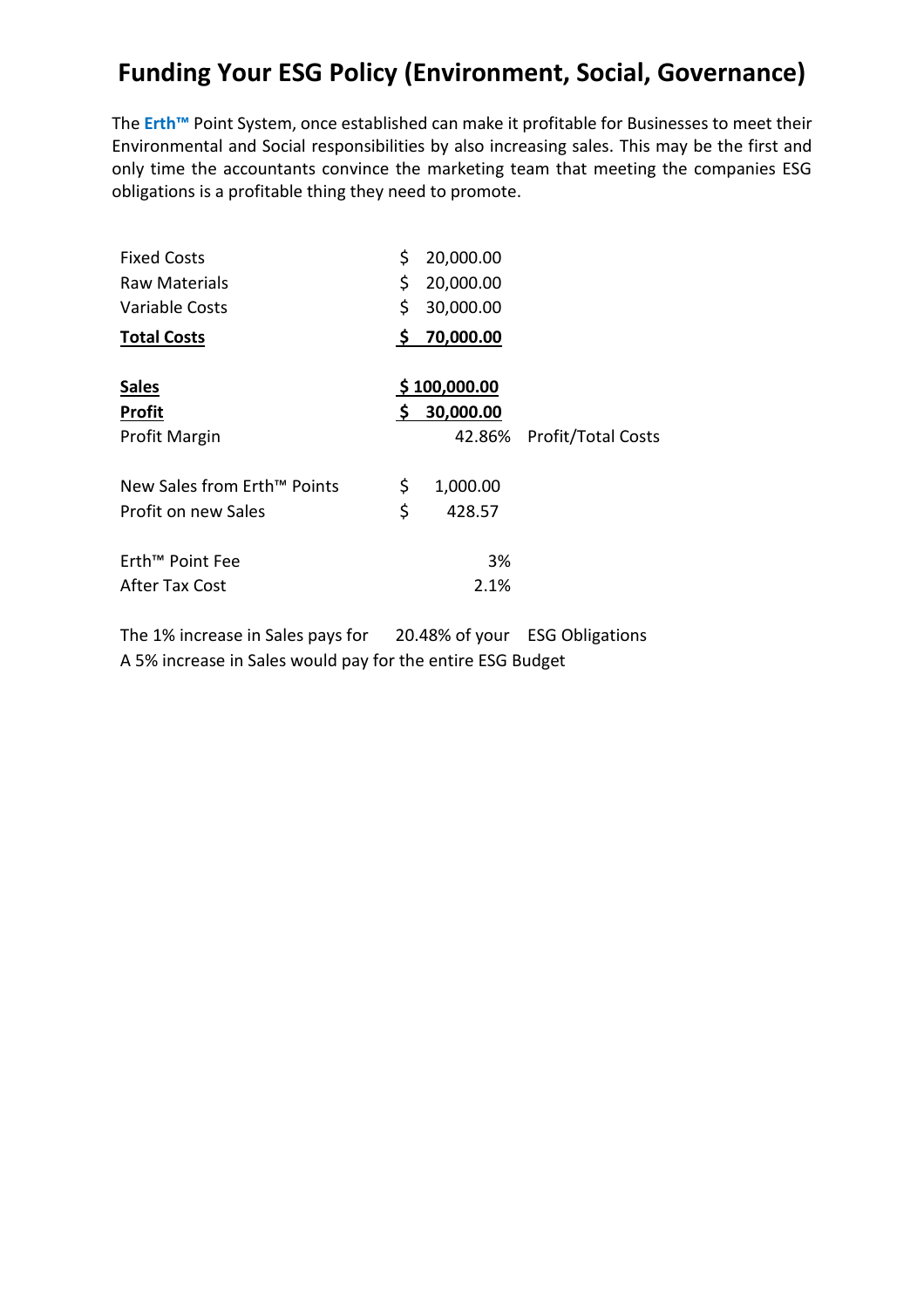# Funding Your ESG Policy (Environment, Social, Governance)

The **Erth™** Point System, once established can make it profitable for Businesses to meet their Environmental and Social responsibilities by also increasing sales. This may be the first and only time the accountants convince the marketing team that meeting the companies ESG obligations is a profitable thing they need to promote.

| | | |
|---|---|---|
| Fixed Costs | $ 20,000.00 | |
| Raw Materials | $ 20,000.00 | |
| Variable Costs | $ 30,000.00 | |
| **Total Costs** | **$ 70,000.00** | |
| **Sales** | **$ 100,000.00** | |
| **Profit** | **$ 30,000.00** | |
| Profit Margin | 42.86% | Profit/Total Costs |
| New Sales from Erth™ Points | $ 1,000.00 | |
| Profit on new Sales | $ 428.57 | |
| Erth™ Point Fee | 3% | |
| After Tax Cost | 2.1% | |

The 1% increase in Sales pays for 20.48% of your ESG Obligations

A 5% increase in Sales would pay for the entire ESG Budget